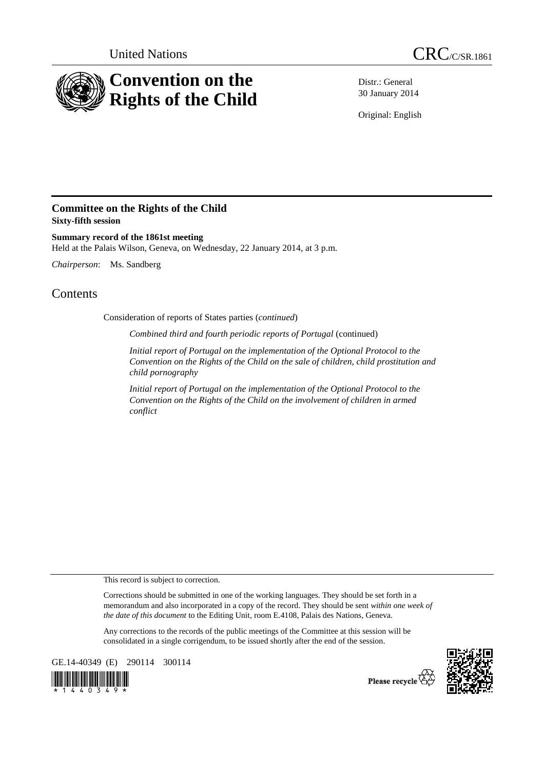United Nations CRC/C/SR.1861

# Convention on the Rights of the Child

Distr.: General
30 January 2014

Original: English

## Committee on the Rights of the Child
**Sixty-fifth session**

**Summary record of the 1861st meeting**
Held at the Palais Wilson, Geneva, on Wednesday, 22 January 2014, at 3 p.m.

*Chairperson*: Ms. Sandberg

# Contents

Consideration of reports of States parties (*continued*)

*Combined third and fourth periodic reports of Portugal* (continued)

*Initial report of Portugal on the implementation of the Optional Protocol to the Convention on the Rights of the Child on the sale of children, child prostitution and child pornography*

*Initial report of Portugal on the implementation of the Optional Protocol to the Convention on the Rights of the Child on the involvement of children in armed conflict*

This record is subject to correction.

Corrections should be submitted in one of the working languages. They should be set forth in a memorandum and also incorporated in a copy of the record. They should be sent *within one week of the date of this document* to the Editing Unit, room E.4108, Palais des Nations, Geneva.

Any corrections to the records of the public meetings of the Committee at this session will be consolidated in a single corrigendum, to be issued shortly after the end of the session.

GE.14-40349 (E) 290114 300114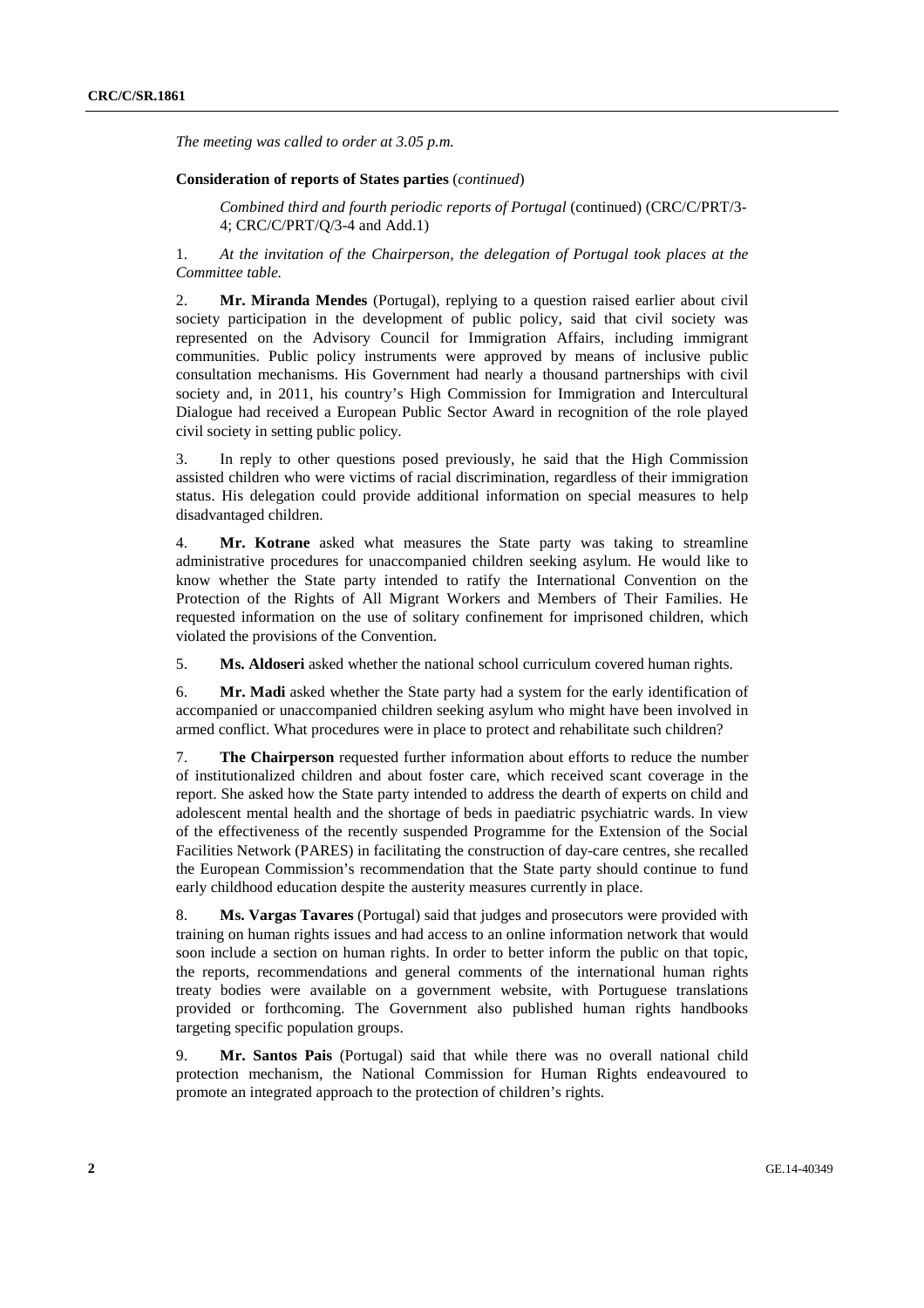*The meeting was called to order at 3.05 p.m.*

**Consideration of reports of States parties** (*continued*)

*Combined third and fourth periodic reports of Portugal* (continued) (CRC/C/PRT/3-4; CRC/C/PRT/Q/3-4 and Add.1)

1. *At the invitation of the Chairperson, the delegation of Portugal took places at the Committee table.*

2. **Mr. Miranda Mendes** (Portugal), replying to a question raised earlier about civil society participation in the development of public policy, said that civil society was represented on the Advisory Council for Immigration Affairs, including immigrant communities. Public policy instruments were approved by means of inclusive public consultation mechanisms. His Government had nearly a thousand partnerships with civil society and, in 2011, his country's High Commission for Immigration and Intercultural Dialogue had received a European Public Sector Award in recognition of the role played civil society in setting public policy.

3. In reply to other questions posed previously, he said that the High Commission assisted children who were victims of racial discrimination, regardless of their immigration status. His delegation could provide additional information on special measures to help disadvantaged children.

4. **Mr. Kotrane** asked what measures the State party was taking to streamline administrative procedures for unaccompanied children seeking asylum. He would like to know whether the State party intended to ratify the International Convention on the Protection of the Rights of All Migrant Workers and Members of Their Families. He requested information on the use of solitary confinement for imprisoned children, which violated the provisions of the Convention.

5. **Ms. Aldoseri** asked whether the national school curriculum covered human rights.

6. **Mr. Madi** asked whether the State party had a system for the early identification of accompanied or unaccompanied children seeking asylum who might have been involved in armed conflict. What procedures were in place to protect and rehabilitate such children?

7. **The Chairperson** requested further information about efforts to reduce the number of institutionalized children and about foster care, which received scant coverage in the report. She asked how the State party intended to address the dearth of experts on child and adolescent mental health and the shortage of beds in paediatric psychiatric wards. In view of the effectiveness of the recently suspended Programme for the Extension of the Social Facilities Network (PARES) in facilitating the construction of day-care centres, she recalled the European Commission's recommendation that the State party should continue to fund early childhood education despite the austerity measures currently in place.

8. **Ms. Vargas Tavares** (Portugal) said that judges and prosecutors were provided with training on human rights issues and had access to an online information network that would soon include a section on human rights. In order to better inform the public on that topic, the reports, recommendations and general comments of the international human rights treaty bodies were available on a government website, with Portuguese translations provided or forthcoming. The Government also published human rights handbooks targeting specific population groups.

9. **Mr. Santos Pais** (Portugal) said that while there was no overall national child protection mechanism, the National Commission for Human Rights endeavoured to promote an integrated approach to the protection of children's rights.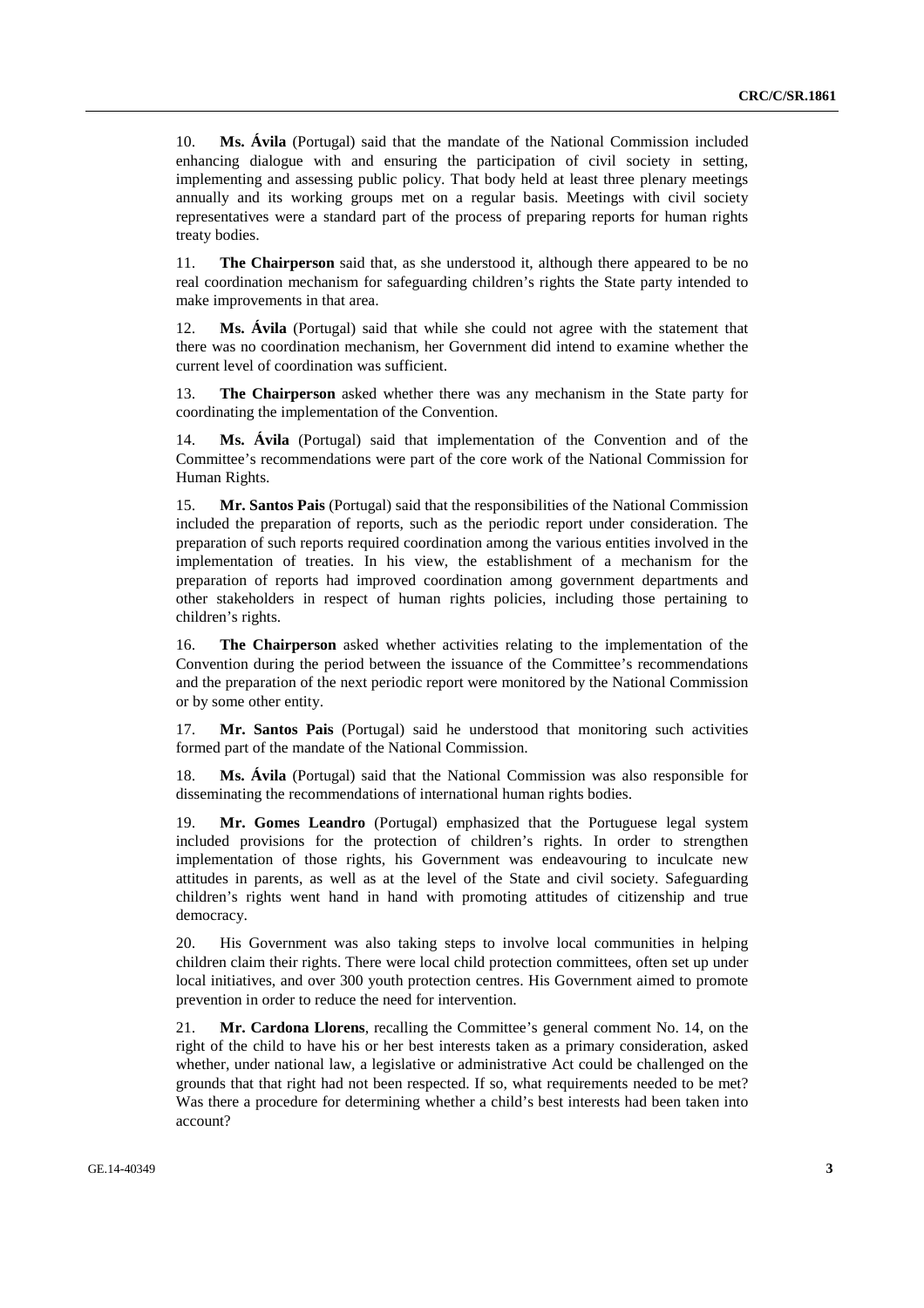10. **Ms. Ávila** (Portugal) said that the mandate of the National Commission included enhancing dialogue with and ensuring the participation of civil society in setting, implementing and assessing public policy. That body held at least three plenary meetings annually and its working groups met on a regular basis. Meetings with civil society representatives were a standard part of the process of preparing reports for human rights treaty bodies.

11. **The Chairperson** said that, as she understood it, although there appeared to be no real coordination mechanism for safeguarding children's rights the State party intended to make improvements in that area.

12. **Ms. Ávila** (Portugal) said that while she could not agree with the statement that there was no coordination mechanism, her Government did intend to examine whether the current level of coordination was sufficient.

13. **The Chairperson** asked whether there was any mechanism in the State party for coordinating the implementation of the Convention.

14. **Ms. Ávila** (Portugal) said that implementation of the Convention and of the Committee's recommendations were part of the core work of the National Commission for Human Rights.

15. **Mr. Santos Pais** (Portugal) said that the responsibilities of the National Commission included the preparation of reports, such as the periodic report under consideration. The preparation of such reports required coordination among the various entities involved in the implementation of treaties. In his view, the establishment of a mechanism for the preparation of reports had improved coordination among government departments and other stakeholders in respect of human rights policies, including those pertaining to children's rights.

16. **The Chairperson** asked whether activities relating to the implementation of the Convention during the period between the issuance of the Committee's recommendations and the preparation of the next periodic report were monitored by the National Commission or by some other entity.

17. **Mr. Santos Pais** (Portugal) said he understood that monitoring such activities formed part of the mandate of the National Commission.

18. **Ms. Ávila** (Portugal) said that the National Commission was also responsible for disseminating the recommendations of international human rights bodies.

19. **Mr. Gomes Leandro** (Portugal) emphasized that the Portuguese legal system included provisions for the protection of children's rights. In order to strengthen implementation of those rights, his Government was endeavouring to inculcate new attitudes in parents, as well as at the level of the State and civil society. Safeguarding children's rights went hand in hand with promoting attitudes of citizenship and true democracy.

20. His Government was also taking steps to involve local communities in helping children claim their rights. There were local child protection committees, often set up under local initiatives, and over 300 youth protection centres. His Government aimed to promote prevention in order to reduce the need for intervention.

21. **Mr. Cardona Llorens**, recalling the Committee's general comment No. 14, on the right of the child to have his or her best interests taken as a primary consideration, asked whether, under national law, a legislative or administrative Act could be challenged on the grounds that that right had not been respected. If so, what requirements needed to be met? Was there a procedure for determining whether a child's best interests had been taken into account?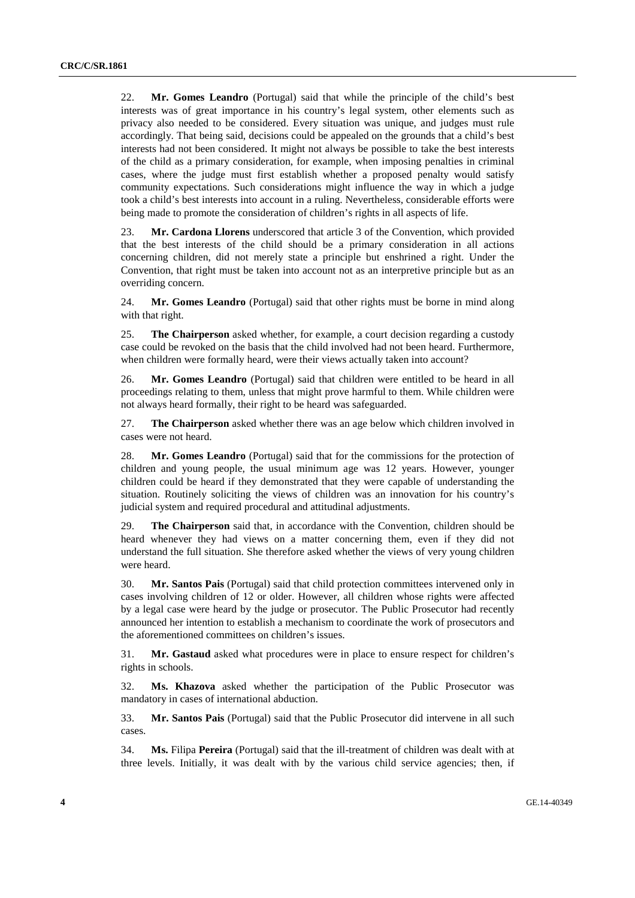22. **Mr. Gomes Leandro** (Portugal) said that while the principle of the child's best interests was of great importance in his country's legal system, other elements such as privacy also needed to be considered. Every situation was unique, and judges must rule accordingly. That being said, decisions could be appealed on the grounds that a child's best interests had not been considered. It might not always be possible to take the best interests of the child as a primary consideration, for example, when imposing penalties in criminal cases, where the judge must first establish whether a proposed penalty would satisfy community expectations. Such considerations might influence the way in which a judge took a child's best interests into account in a ruling. Nevertheless, considerable efforts were being made to promote the consideration of children's rights in all aspects of life.

23. **Mr. Cardona Llorens** underscored that article 3 of the Convention, which provided that the best interests of the child should be a primary consideration in all actions concerning children, did not merely state a principle but enshrined a right. Under the Convention, that right must be taken into account not as an interpretive principle but as an overriding concern.

24. **Mr. Gomes Leandro** (Portugal) said that other rights must be borne in mind along with that right.

25. **The Chairperson** asked whether, for example, a court decision regarding a custody case could be revoked on the basis that the child involved had not been heard. Furthermore, when children were formally heard, were their views actually taken into account?

26. **Mr. Gomes Leandro** (Portugal) said that children were entitled to be heard in all proceedings relating to them, unless that might prove harmful to them. While children were not always heard formally, their right to be heard was safeguarded.

27. **The Chairperson** asked whether there was an age below which children involved in cases were not heard.

28. **Mr. Gomes Leandro** (Portugal) said that for the commissions for the protection of children and young people, the usual minimum age was 12 years. However, younger children could be heard if they demonstrated that they were capable of understanding the situation. Routinely soliciting the views of children was an innovation for his country's judicial system and required procedural and attitudinal adjustments.

29. **The Chairperson** said that, in accordance with the Convention, children should be heard whenever they had views on a matter concerning them, even if they did not understand the full situation. She therefore asked whether the views of very young children were heard.

30. **Mr. Santos Pais** (Portugal) said that child protection committees intervened only in cases involving children of 12 or older. However, all children whose rights were affected by a legal case were heard by the judge or prosecutor. The Public Prosecutor had recently announced her intention to establish a mechanism to coordinate the work of prosecutors and the aforementioned committees on children's issues.

31. **Mr. Gastaud** asked what procedures were in place to ensure respect for children's rights in schools.

32. **Ms. Khazova** asked whether the participation of the Public Prosecutor was mandatory in cases of international abduction.

33. **Mr. Santos Pais** (Portugal) said that the Public Prosecutor did intervene in all such cases.

34. **Ms.** Filipa **Pereira** (Portugal) said that the ill-treatment of children was dealt with at three levels. Initially, it was dealt with by the various child service agencies; then, if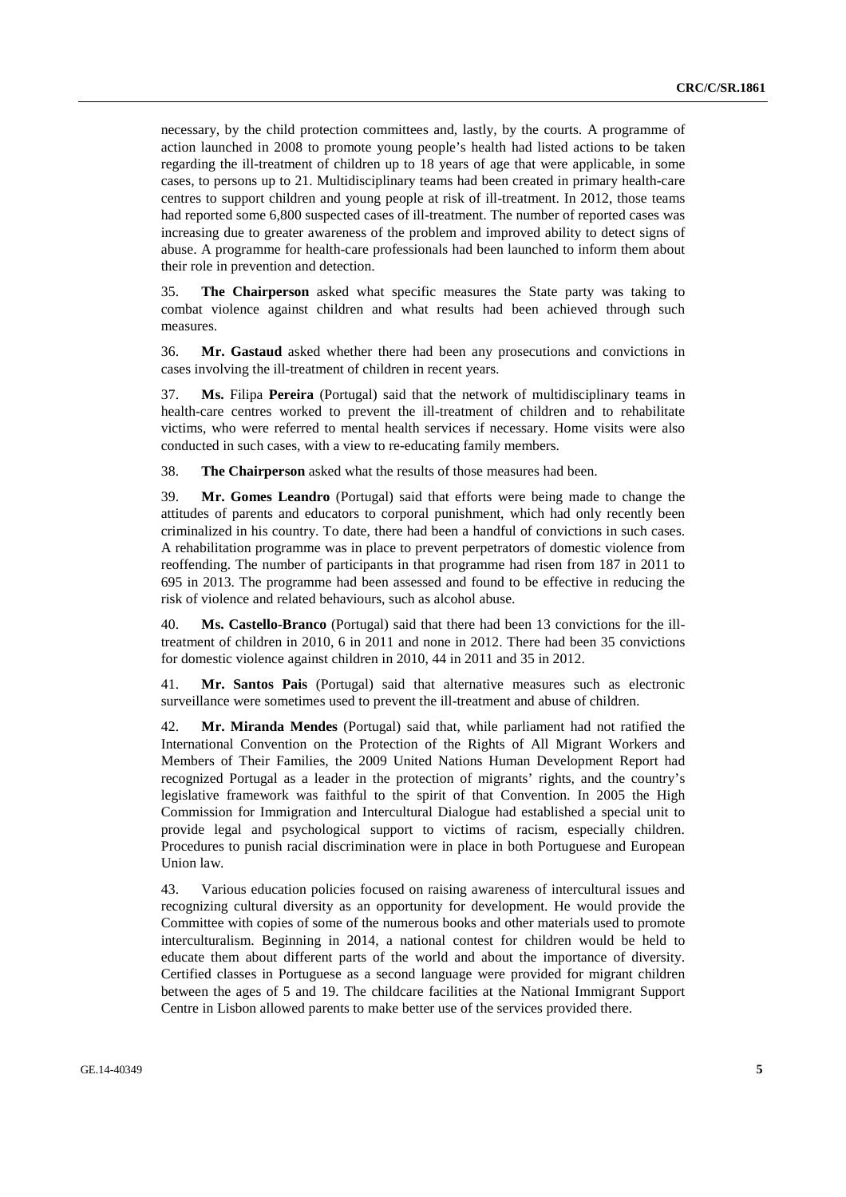necessary, by the child protection committees and, lastly, by the courts. A programme of action launched in 2008 to promote young people's health had listed actions to be taken regarding the ill-treatment of children up to 18 years of age that were applicable, in some cases, to persons up to 21. Multidisciplinary teams had been created in primary health-care centres to support children and young people at risk of ill-treatment. In 2012, those teams had reported some 6,800 suspected cases of ill-treatment. The number of reported cases was increasing due to greater awareness of the problem and improved ability to detect signs of abuse. A programme for health-care professionals had been launched to inform them about their role in prevention and detection.

35. **The Chairperson** asked what specific measures the State party was taking to combat violence against children and what results had been achieved through such measures.

36. **Mr. Gastaud** asked whether there had been any prosecutions and convictions in cases involving the ill-treatment of children in recent years.

37. **Ms.** Filipa **Pereira** (Portugal) said that the network of multidisciplinary teams in health-care centres worked to prevent the ill-treatment of children and to rehabilitate victims, who were referred to mental health services if necessary. Home visits were also conducted in such cases, with a view to re-educating family members.

38. **The Chairperson** asked what the results of those measures had been.

39. **Mr. Gomes Leandro** (Portugal) said that efforts were being made to change the attitudes of parents and educators to corporal punishment, which had only recently been criminalized in his country. To date, there had been a handful of convictions in such cases. A rehabilitation programme was in place to prevent perpetrators of domestic violence from reoffending. The number of participants in that programme had risen from 187 in 2011 to 695 in 2013. The programme had been assessed and found to be effective in reducing the risk of violence and related behaviours, such as alcohol abuse.

40. **Ms. Castello-Branco** (Portugal) said that there had been 13 convictions for the ill-treatment of children in 2010, 6 in 2011 and none in 2012. There had been 35 convictions for domestic violence against children in 2010, 44 in 2011 and 35 in 2012.

41. **Mr. Santos Pais** (Portugal) said that alternative measures such as electronic surveillance were sometimes used to prevent the ill-treatment and abuse of children.

42. **Mr. Miranda Mendes** (Portugal) said that, while parliament had not ratified the International Convention on the Protection of the Rights of All Migrant Workers and Members of Their Families, the 2009 United Nations Human Development Report had recognized Portugal as a leader in the protection of migrants' rights, and the country's legislative framework was faithful to the spirit of that Convention. In 2005 the High Commission for Immigration and Intercultural Dialogue had established a special unit to provide legal and psychological support to victims of racism, especially children. Procedures to punish racial discrimination were in place in both Portuguese and European Union law.

43. Various education policies focused on raising awareness of intercultural issues and recognizing cultural diversity as an opportunity for development. He would provide the Committee with copies of some of the numerous books and other materials used to promote interculturalism. Beginning in 2014, a national contest for children would be held to educate them about different parts of the world and about the importance of diversity. Certified classes in Portuguese as a second language were provided for migrant children between the ages of 5 and 19. The childcare facilities at the National Immigrant Support Centre in Lisbon allowed parents to make better use of the services provided there.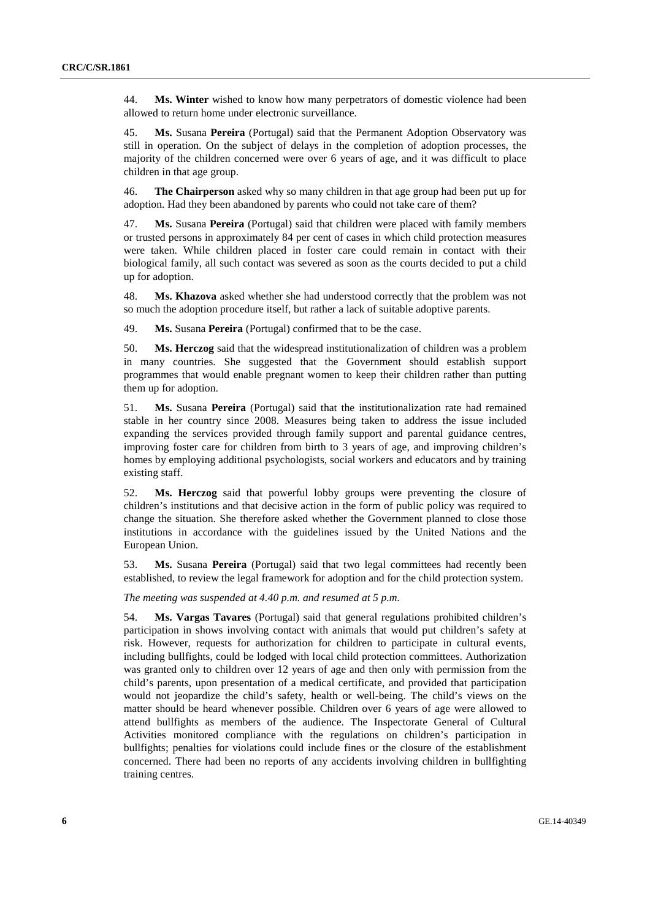44. **Ms. Winter** wished to know how many perpetrators of domestic violence had been allowed to return home under electronic surveillance.

45. **Ms.** Susana **Pereira** (Portugal) said that the Permanent Adoption Observatory was still in operation. On the subject of delays in the completion of adoption processes, the majority of the children concerned were over 6 years of age, and it was difficult to place children in that age group.

46. **The Chairperson** asked why so many children in that age group had been put up for adoption. Had they been abandoned by parents who could not take care of them?

47. **Ms.** Susana **Pereira** (Portugal) said that children were placed with family members or trusted persons in approximately 84 per cent of cases in which child protection measures were taken. While children placed in foster care could remain in contact with their biological family, all such contact was severed as soon as the courts decided to put a child up for adoption.

48. **Ms. Khazova** asked whether she had understood correctly that the problem was not so much the adoption procedure itself, but rather a lack of suitable adoptive parents.

49. **Ms.** Susana **Pereira** (Portugal) confirmed that to be the case.

50. **Ms. Herczog** said that the widespread institutionalization of children was a problem in many countries. She suggested that the Government should establish support programmes that would enable pregnant women to keep their children rather than putting them up for adoption.

51. **Ms.** Susana **Pereira** (Portugal) said that the institutionalization rate had remained stable in her country since 2008. Measures being taken to address the issue included expanding the services provided through family support and parental guidance centres, improving foster care for children from birth to 3 years of age, and improving children's homes by employing additional psychologists, social workers and educators and by training existing staff.

52. **Ms. Herczog** said that powerful lobby groups were preventing the closure of children's institutions and that decisive action in the form of public policy was required to change the situation. She therefore asked whether the Government planned to close those institutions in accordance with the guidelines issued by the United Nations and the European Union.

53. **Ms.** Susana **Pereira** (Portugal) said that two legal committees had recently been established, to review the legal framework for adoption and for the child protection system.

*The meeting was suspended at 4.40 p.m. and resumed at 5 p.m.*

54. **Ms. Vargas Tavares** (Portugal) said that general regulations prohibited children's participation in shows involving contact with animals that would put children's safety at risk. However, requests for authorization for children to participate in cultural events, including bullfights, could be lodged with local child protection committees. Authorization was granted only to children over 12 years of age and then only with permission from the child's parents, upon presentation of a medical certificate, and provided that participation would not jeopardize the child's safety, health or well-being. The child's views on the matter should be heard whenever possible. Children over 6 years of age were allowed to attend bullfights as members of the audience. The Inspectorate General of Cultural Activities monitored compliance with the regulations on children's participation in bullfights; penalties for violations could include fines or the closure of the establishment concerned. There had been no reports of any accidents involving children in bullfighting training centres.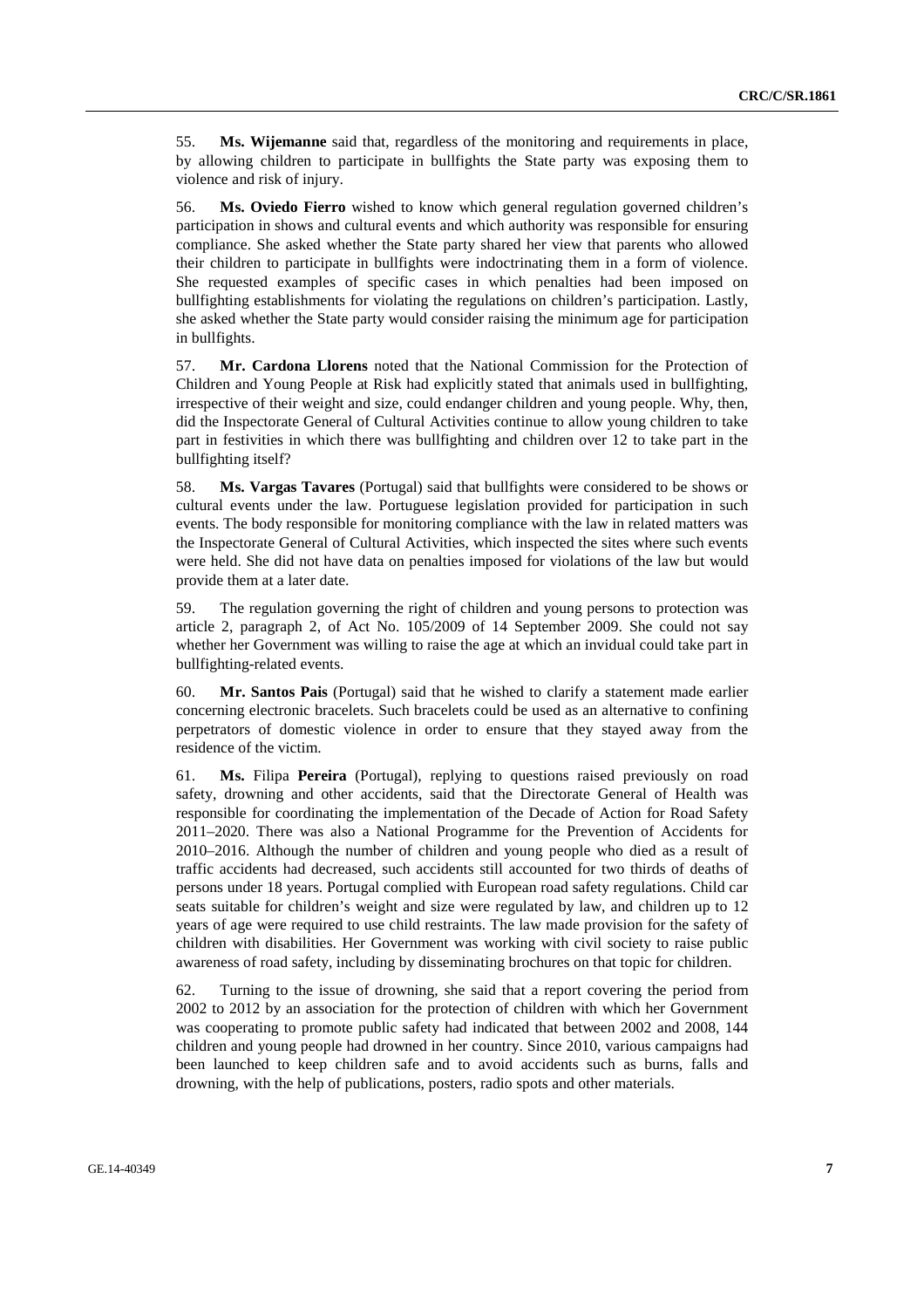55. **Ms. Wijemanne** said that, regardless of the monitoring and requirements in place, by allowing children to participate in bullfights the State party was exposing them to violence and risk of injury.

56. **Ms. Oviedo Fierro** wished to know which general regulation governed children's participation in shows and cultural events and which authority was responsible for ensuring compliance. She asked whether the State party shared her view that parents who allowed their children to participate in bullfights were indoctrinating them in a form of violence. She requested examples of specific cases in which penalties had been imposed on bullfighting establishments for violating the regulations on children's participation. Lastly, she asked whether the State party would consider raising the minimum age for participation in bullfights.

57. **Mr. Cardona Llorens** noted that the National Commission for the Protection of Children and Young People at Risk had explicitly stated that animals used in bullfighting, irrespective of their weight and size, could endanger children and young people. Why, then, did the Inspectorate General of Cultural Activities continue to allow young children to take part in festivities in which there was bullfighting and children over 12 to take part in the bullfighting itself?

58. **Ms. Vargas Tavares** (Portugal) said that bullfights were considered to be shows or cultural events under the law. Portuguese legislation provided for participation in such events. The body responsible for monitoring compliance with the law in related matters was the Inspectorate General of Cultural Activities, which inspected the sites where such events were held. She did not have data on penalties imposed for violations of the law but would provide them at a later date.

59. The regulation governing the right of children and young persons to protection was article 2, paragraph 2, of Act No. 105/2009 of 14 September 2009. She could not say whether her Government was willing to raise the age at which an invidual could take part in bullfighting-related events.

60. **Mr. Santos Pais** (Portugal) said that he wished to clarify a statement made earlier concerning electronic bracelets. Such bracelets could be used as an alternative to confining perpetrators of domestic violence in order to ensure that they stayed away from the residence of the victim.

61. **Ms.** Filipa **Pereira** (Portugal), replying to questions raised previously on road safety, drowning and other accidents, said that the Directorate General of Health was responsible for coordinating the implementation of the Decade of Action for Road Safety 2011–2020. There was also a National Programme for the Prevention of Accidents for 2010–2016. Although the number of children and young people who died as a result of traffic accidents had decreased, such accidents still accounted for two thirds of deaths of persons under 18 years. Portugal complied with European road safety regulations. Child car seats suitable for children's weight and size were regulated by law, and children up to 12 years of age were required to use child restraints. The law made provision for the safety of children with disabilities. Her Government was working with civil society to raise public awareness of road safety, including by disseminating brochures on that topic for children.

62. Turning to the issue of drowning, she said that a report covering the period from 2002 to 2012 by an association for the protection of children with which her Government was cooperating to promote public safety had indicated that between 2002 and 2008, 144 children and young people had drowned in her country. Since 2010, various campaigns had been launched to keep children safe and to avoid accidents such as burns, falls and drowning, with the help of publications, posters, radio spots and other materials.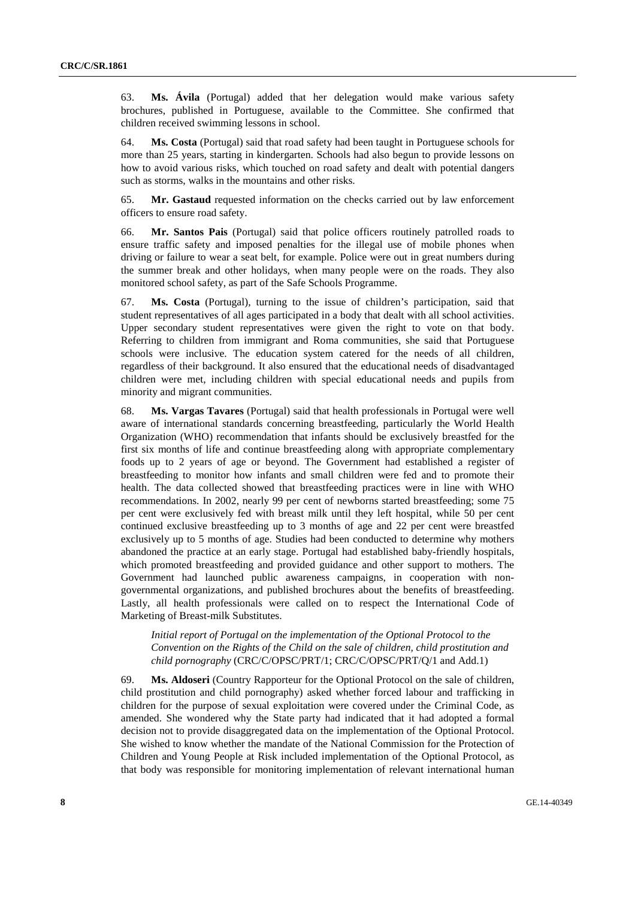63. **Ms. Ávila** (Portugal) added that her delegation would make various safety brochures, published in Portuguese, available to the Committee. She confirmed that children received swimming lessons in school.

64. **Ms. Costa** (Portugal) said that road safety had been taught in Portuguese schools for more than 25 years, starting in kindergarten. Schools had also begun to provide lessons on how to avoid various risks, which touched on road safety and dealt with potential dangers such as storms, walks in the mountains and other risks.

65. **Mr. Gastaud** requested information on the checks carried out by law enforcement officers to ensure road safety.

66. **Mr. Santos Pais** (Portugal) said that police officers routinely patrolled roads to ensure traffic safety and imposed penalties for the illegal use of mobile phones when driving or failure to wear a seat belt, for example. Police were out in great numbers during the summer break and other holidays, when many people were on the roads. They also monitored school safety, as part of the Safe Schools Programme.

67. **Ms. Costa** (Portugal), turning to the issue of children's participation, said that student representatives of all ages participated in a body that dealt with all school activities. Upper secondary student representatives were given the right to vote on that body. Referring to children from immigrant and Roma communities, she said that Portuguese schools were inclusive. The education system catered for the needs of all children, regardless of their background. It also ensured that the educational needs of disadvantaged children were met, including children with special educational needs and pupils from minority and migrant communities.

68. **Ms. Vargas Tavares** (Portugal) said that health professionals in Portugal were well aware of international standards concerning breastfeeding, particularly the World Health Organization (WHO) recommendation that infants should be exclusively breastfed for the first six months of life and continue breastfeeding along with appropriate complementary foods up to 2 years of age or beyond. The Government had established a register of breastfeeding to monitor how infants and small children were fed and to promote their health. The data collected showed that breastfeeding practices were in line with WHO recommendations. In 2002, nearly 99 per cent of newborns started breastfeeding; some 75 per cent were exclusively fed with breast milk until they left hospital, while 50 per cent continued exclusive breastfeeding up to 3 months of age and 22 per cent were breastfed exclusively up to 5 months of age. Studies had been conducted to determine why mothers abandoned the practice at an early stage. Portugal had established baby-friendly hospitals, which promoted breastfeeding and provided guidance and other support to mothers. The Government had launched public awareness campaigns, in cooperation with non-governmental organizations, and published brochures about the benefits of breastfeeding. Lastly, all health professionals were called on to respect the International Code of Marketing of Breast-milk Substitutes.

*Initial report of Portugal on the implementation of the Optional Protocol to the Convention on the Rights of the Child on the sale of children, child prostitution and child pornography* (CRC/C/OPSC/PRT/1; CRC/C/OPSC/PRT/Q/1 and Add.1)

69. **Ms. Aldoseri** (Country Rapporteur for the Optional Protocol on the sale of children, child prostitution and child pornography) asked whether forced labour and trafficking in children for the purpose of sexual exploitation were covered under the Criminal Code, as amended. She wondered why the State party had indicated that it had adopted a formal decision not to provide disaggregated data on the implementation of the Optional Protocol. She wished to know whether the mandate of the National Commission for the Protection of Children and Young People at Risk included implementation of the Optional Protocol, as that body was responsible for monitoring implementation of relevant international human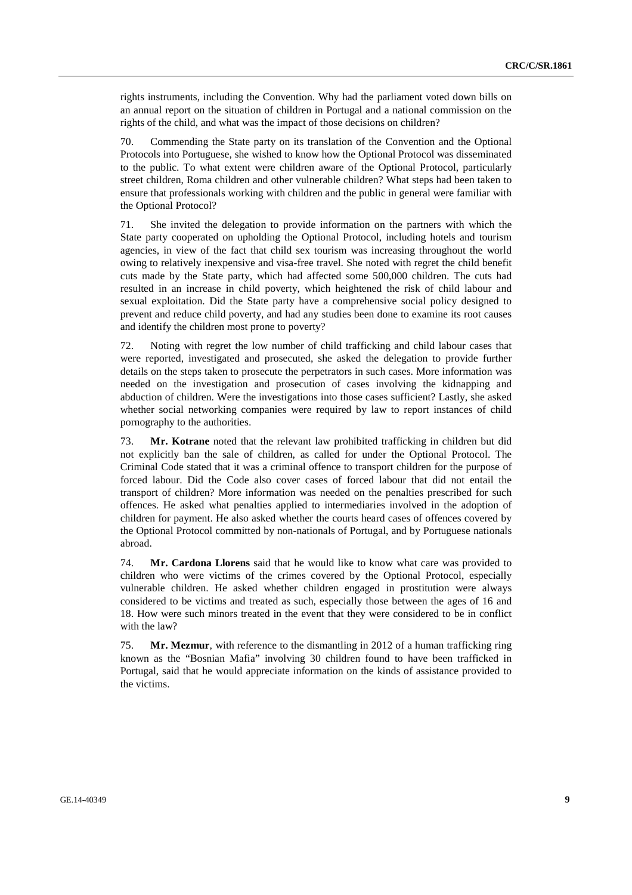rights instruments, including the Convention. Why had the parliament voted down bills on an annual report on the situation of children in Portugal and a national commission on the rights of the child, and what was the impact of those decisions on children?

70. Commending the State party on its translation of the Convention and the Optional Protocols into Portuguese, she wished to know how the Optional Protocol was disseminated to the public. To what extent were children aware of the Optional Protocol, particularly street children, Roma children and other vulnerable children? What steps had been taken to ensure that professionals working with children and the public in general were familiar with the Optional Protocol?

71. She invited the delegation to provide information on the partners with which the State party cooperated on upholding the Optional Protocol, including hotels and tourism agencies, in view of the fact that child sex tourism was increasing throughout the world owing to relatively inexpensive and visa-free travel. She noted with regret the child benefit cuts made by the State party, which had affected some 500,000 children. The cuts had resulted in an increase in child poverty, which heightened the risk of child labour and sexual exploitation. Did the State party have a comprehensive social policy designed to prevent and reduce child poverty, and had any studies been done to examine its root causes and identify the children most prone to poverty?

72. Noting with regret the low number of child trafficking and child labour cases that were reported, investigated and prosecuted, she asked the delegation to provide further details on the steps taken to prosecute the perpetrators in such cases. More information was needed on the investigation and prosecution of cases involving the kidnapping and abduction of children. Were the investigations into those cases sufficient? Lastly, she asked whether social networking companies were required by law to report instances of child pornography to the authorities.

73. **Mr. Kotrane** noted that the relevant law prohibited trafficking in children but did not explicitly ban the sale of children, as called for under the Optional Protocol. The Criminal Code stated that it was a criminal offence to transport children for the purpose of forced labour. Did the Code also cover cases of forced labour that did not entail the transport of children? More information was needed on the penalties prescribed for such offences. He asked what penalties applied to intermediaries involved in the adoption of children for payment. He also asked whether the courts heard cases of offences covered by the Optional Protocol committed by non-nationals of Portugal, and by Portuguese nationals abroad.

74. **Mr. Cardona Llorens** said that he would like to know what care was provided to children who were victims of the crimes covered by the Optional Protocol, especially vulnerable children. He asked whether children engaged in prostitution were always considered to be victims and treated as such, especially those between the ages of 16 and 18. How were such minors treated in the event that they were considered to be in conflict with the law?

75. **Mr. Mezmur**, with reference to the dismantling in 2012 of a human trafficking ring known as the "Bosnian Mafia" involving 30 children found to have been trafficked in Portugal, said that he would appreciate information on the kinds of assistance provided to the victims.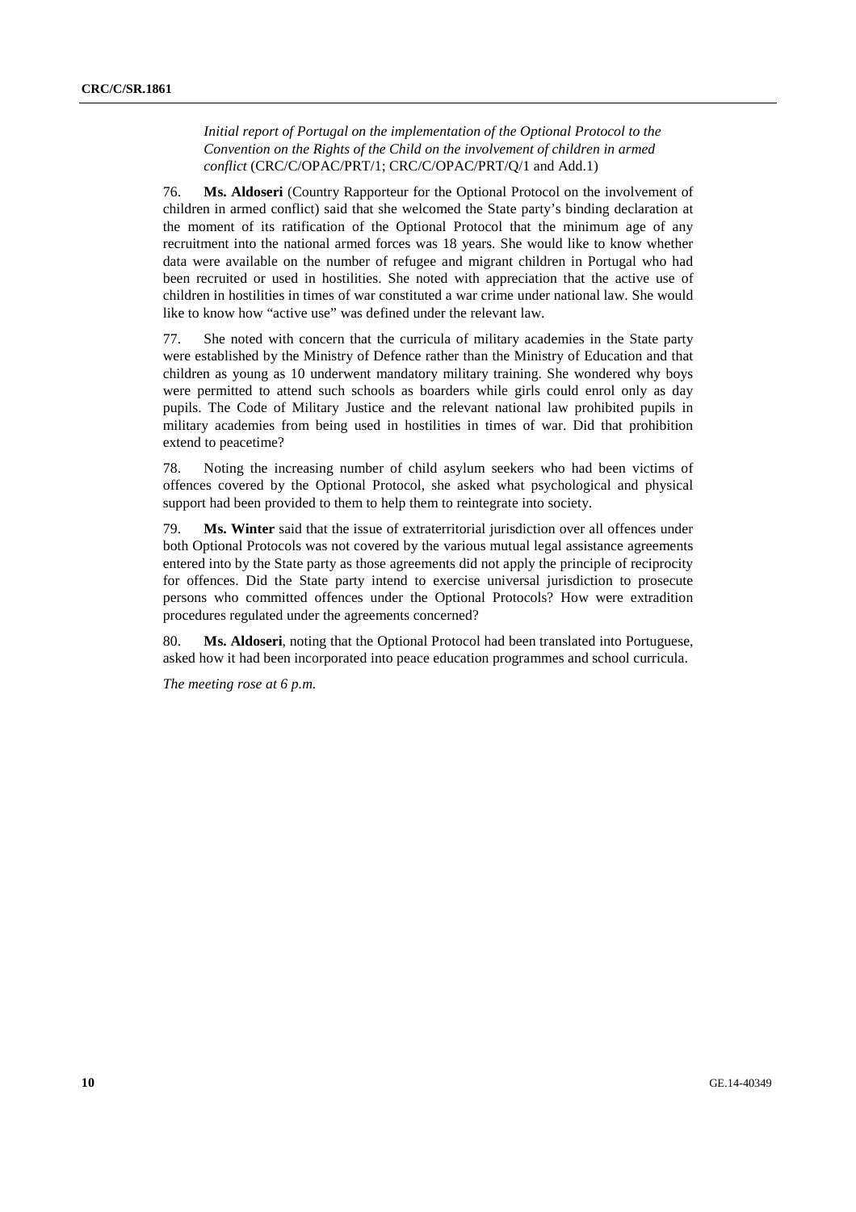*Initial report of Portugal on the implementation of the Optional Protocol to the Convention on the Rights of the Child on the involvement of children in armed conflict* (CRC/C/OPAC/PRT/1; CRC/C/OPAC/PRT/Q/1 and Add.1)

76. **Ms. Aldoseri** (Country Rapporteur for the Optional Protocol on the involvement of children in armed conflict) said that she welcomed the State party's binding declaration at the moment of its ratification of the Optional Protocol that the minimum age of any recruitment into the national armed forces was 18 years. She would like to know whether data were available on the number of refugee and migrant children in Portugal who had been recruited or used in hostilities. She noted with appreciation that the active use of children in hostilities in times of war constituted a war crime under national law. She would like to know how "active use" was defined under the relevant law.

77. She noted with concern that the curricula of military academies in the State party were established by the Ministry of Defence rather than the Ministry of Education and that children as young as 10 underwent mandatory military training. She wondered why boys were permitted to attend such schools as boarders while girls could enrol only as day pupils. The Code of Military Justice and the relevant national law prohibited pupils in military academies from being used in hostilities in times of war. Did that prohibition extend to peacetime?

78. Noting the increasing number of child asylum seekers who had been victims of offences covered by the Optional Protocol, she asked what psychological and physical support had been provided to them to help them to reintegrate into society.

79. **Ms. Winter** said that the issue of extraterritorial jurisdiction over all offences under both Optional Protocols was not covered by the various mutual legal assistance agreements entered into by the State party as those agreements did not apply the principle of reciprocity for offences. Did the State party intend to exercise universal jurisdiction to prosecute persons who committed offences under the Optional Protocols? How were extradition procedures regulated under the agreements concerned?

80. **Ms. Aldoseri**, noting that the Optional Protocol had been translated into Portuguese, asked how it had been incorporated into peace education programmes and school curricula.

*The meeting rose at 6 p.m.*